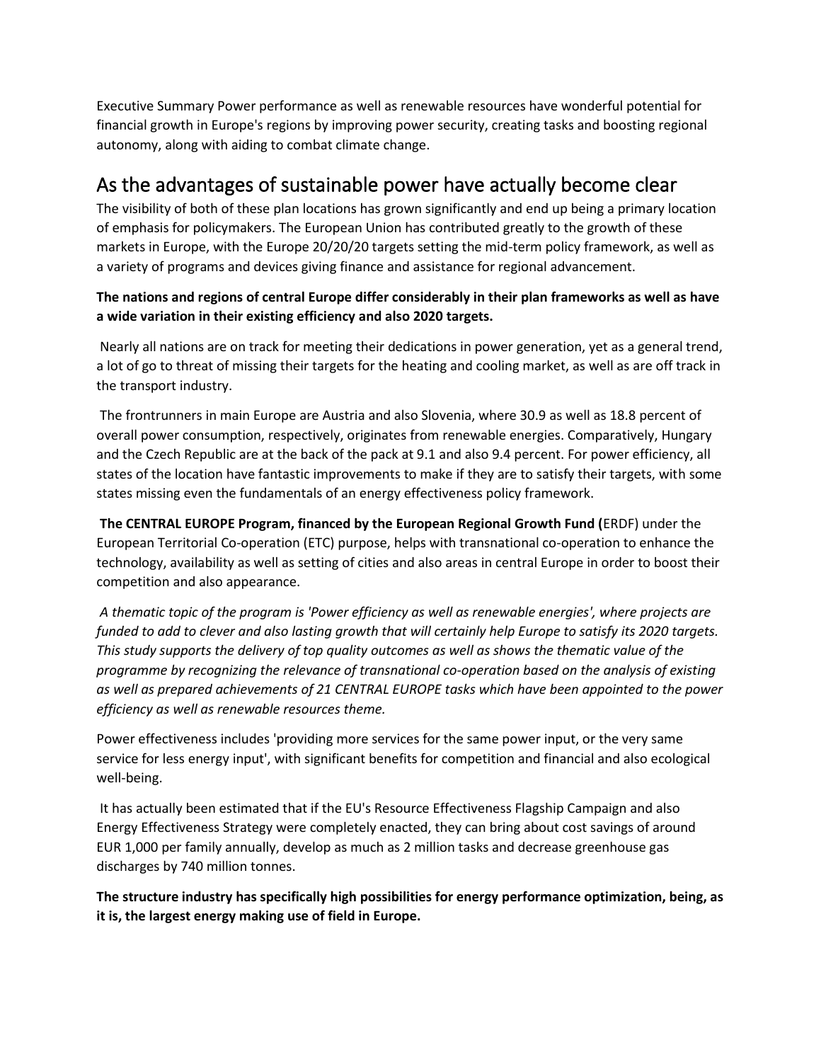Executive Summary Power performance as well as renewable resources have wonderful potential for financial growth in Europe's regions by improving power security, creating tasks and boosting regional autonomy, along with aiding to combat climate change.

## As the advantages of sustainable power have actually become clear

The visibility of both of these plan locations has grown significantly and end up being a primary location of emphasis for policymakers. The European Union has contributed greatly to the growth of these markets in Europe, with the Europe 20/20/20 targets setting the mid-term policy framework, as well as a variety of programs and devices giving finance and assistance for regional advancement.

**The nations and regions of central Europe differ considerably in their plan frameworks as well as have a wide variation in their existing efficiency and also 2020 targets.**

Nearly all nations are on track for meeting their dedications in power generation, yet as a general trend, a lot of go to threat of missing their targets for the heating and cooling market, as well as are off track in the transport industry.

The frontrunners in main Europe are Austria and also Slovenia, where 30.9 as well as 18.8 percent of overall power consumption, respectively, originates from renewable energies. Comparatively, Hungary and the Czech Republic are at the back of the pack at 9.1 and also 9.4 percent. For power efficiency, all states of the location have fantastic improvements to make if they are to satisfy their targets, with some states missing even the fundamentals of an energy effectiveness policy framework.

**The CENTRAL EUROPE Program, financed by the European Regional Growth Fund (**ERDF) under the European Territorial Co-operation (ETC) purpose, helps with transnational co-operation to enhance the technology, availability as well as setting of cities and also areas in central Europe in order to boost their competition and also appearance.

*A thematic topic of the program is 'Power efficiency as well as renewable energies', where projects are funded to add to clever and also lasting growth that will certainly help Europe to satisfy its 2020 targets. This study supports the delivery of top quality outcomes as well as shows the thematic value of the programme by recognizing the relevance of transnational co-operation based on the analysis of existing as well as prepared achievements of 21 CENTRAL EUROPE tasks which have been appointed to the power efficiency as well as renewable resources theme.*

Power effectiveness includes 'providing more services for the same power input, or the very same service for less energy input', with significant benefits for competition and financial and also ecological well-being.

It has actually been estimated that if the EU's Resource Effectiveness Flagship Campaign and also Energy Effectiveness Strategy were completely enacted, they can bring about cost savings of around EUR 1,000 per family annually, develop as much as 2 million tasks and decrease greenhouse gas discharges by 740 million tonnes.

**The structure industry has specifically high possibilities for energy performance optimization, being, as it is, the largest energy making use of field in Europe.**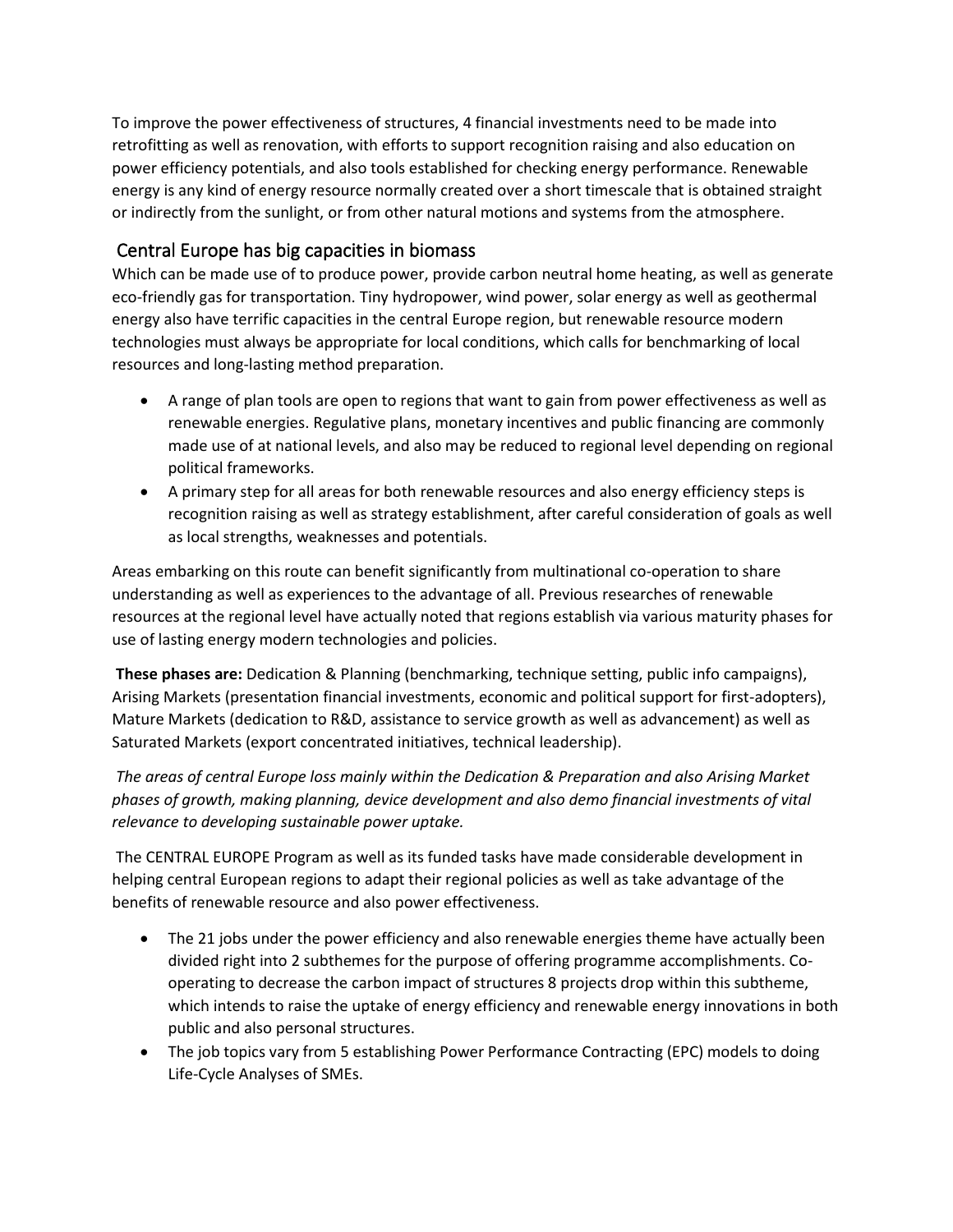To improve the power effectiveness of structures, 4 financial investments need to be made into retrofitting as well as renovation, with efforts to support recognition raising and also education on power efficiency potentials, and also tools established for checking energy performance. Renewable energy is any kind of energy resource normally created over a short timescale that is obtained straight or indirectly from the sunlight, or from other natural motions and systems from the atmosphere.

## Central Europe has big capacities in biomass

Which can be made use of to produce power, provide carbon neutral home heating, as well as generate eco-friendly gas for transportation. Tiny hydropower, wind power, solar energy as well as geothermal energy also have terrific capacities in the central Europe region, but renewable resource modern technologies must always be appropriate for local conditions, which calls for benchmarking of local resources and long-lasting method preparation.

- A range of plan tools are open to regions that want to gain from power effectiveness as well as renewable energies. Regulative plans, monetary incentives and public financing are commonly made use of at national levels, and also may be reduced to regional level depending on regional political frameworks.
- A primary step for all areas for both renewable resources and also energy efficiency steps is recognition raising as well as strategy establishment, after careful consideration of goals as well as local strengths, weaknesses and potentials.

Areas embarking on this route can benefit significantly from multinational co-operation to share understanding as well as experiences to the advantage of all. Previous researches of renewable resources at the regional level have actually noted that regions establish via various maturity phases for use of lasting energy modern technologies and policies.

**These phases are:** Dedication & Planning (benchmarking, technique setting, public info campaigns), Arising Markets (presentation financial investments, economic and political support for first-adopters), Mature Markets (dedication to R&D, assistance to service growth as well as advancement) as well as Saturated Markets (export concentrated initiatives, technical leadership).

*The areas of central Europe loss mainly within the Dedication & Preparation and also Arising Market phases of growth, making planning, device development and also demo financial investments of vital relevance to developing sustainable power uptake.*

The CENTRAL EUROPE Program as well as its funded tasks have made considerable development in helping central European regions to adapt their regional policies as well as take advantage of the benefits of renewable resource and also power effectiveness.

- The 21 jobs under the power efficiency and also renewable energies theme have actually been divided right into 2 subthemes for the purpose of offering programme accomplishments. Co-operating to decrease the carbon impact of structures 8 projects drop within this subtheme, which intends to raise the uptake of energy efficiency and renewable energy innovations in both public and also personal structures.
- The job topics vary from 5 establishing Power Performance Contracting (EPC) models to doing Life-Cycle Analyses of SMEs.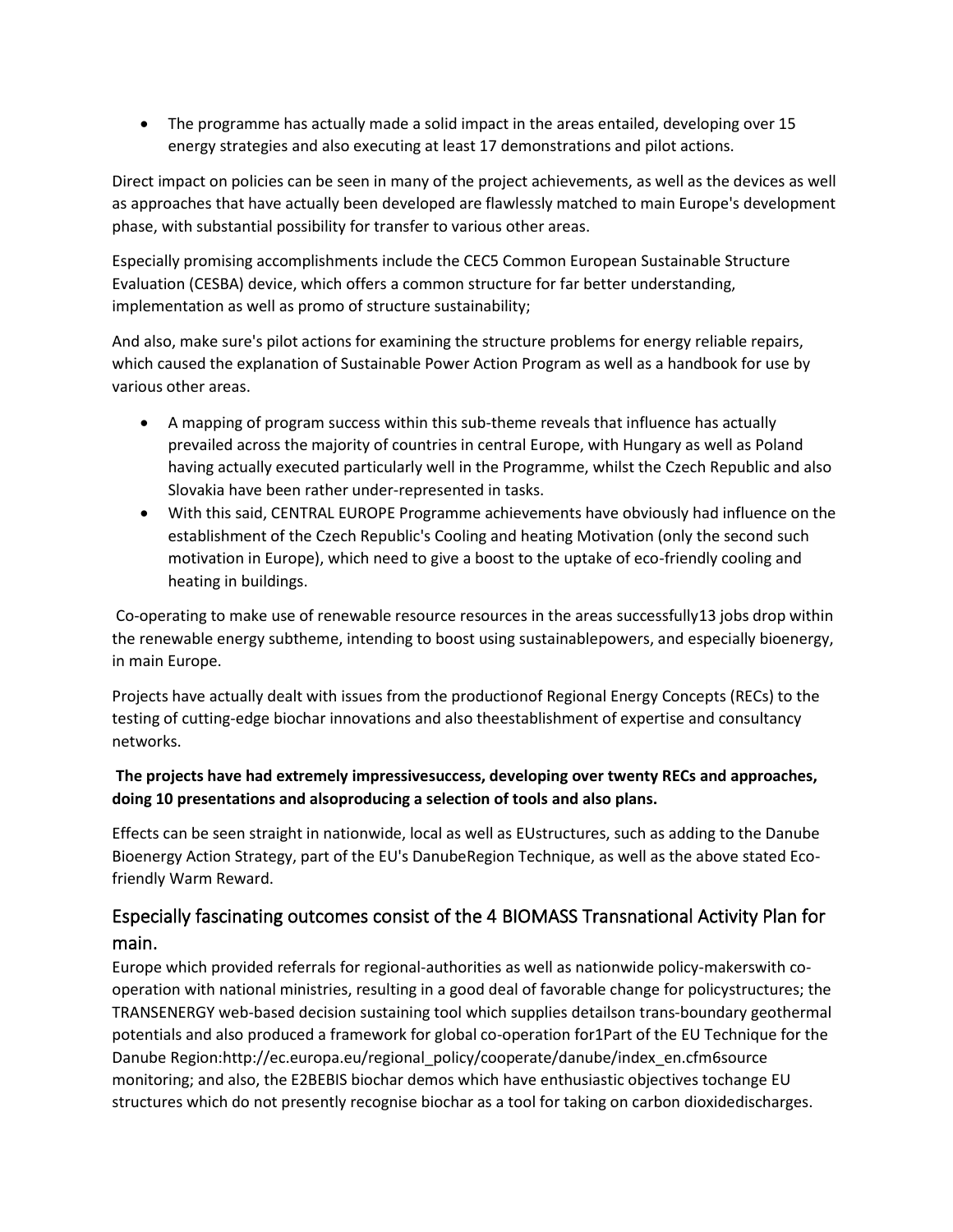- The programme has actually made a solid impact in the areas entailed, developing over 15 energy strategies and also executing at least 17 demonstrations and pilot actions.

Direct impact on policies can be seen in many of the project achievements, as well as the devices as well as approaches that have actually been developed are flawlessly matched to main Europe's development phase, with substantial possibility for transfer to various other areas.

Especially promising accomplishments include the CEC5 Common European Sustainable Structure Evaluation (CESBA) device, which offers a common structure for far better understanding, implementation as well as promo of structure sustainability;

And also, make sure's pilot actions for examining the structure problems for energy reliable repairs, which caused the explanation of Sustainable Power Action Program as well as a handbook for use by various other areas.

- A mapping of program success within this sub-theme reveals that influence has actually prevailed across the majority of countries in central Europe, with Hungary as well as Poland having actually executed particularly well in the Programme, whilst the Czech Republic and also Slovakia have been rather under-represented in tasks.
- With this said, CENTRAL EUROPE Programme achievements have obviously had influence on the establishment of the Czech Republic's Cooling and heating Motivation (only the second such motivation in Europe), which need to give a boost to the uptake of eco-friendly cooling and heating in buildings.

Co-operating to make use of renewable resource resources in the areas successfully13 jobs drop within the renewable energy subtheme, intending to boost using sustainablepowers, and especially bioenergy, in main Europe.

Projects have actually dealt with issues from the productionof Regional Energy Concepts (RECs) to the testing of cutting-edge biochar innovations and also theestablishment of expertise and consultancy networks.

**The projects have had extremely impressivesuccess, developing over twenty RECs and approaches, doing 10 presentations and alsoproducing a selection of tools and also plans.**

Effects can be seen straight in nationwide, local as well as EUstructures, such as adding to the Danube Bioenergy Action Strategy, part of the EU's DanubeRegion Technique, as well as the above stated Eco-friendly Warm Reward.

## Especially fascinating outcomes consist of the 4 BIOMASS Transnational Activity Plan for main.

Europe which provided referrals for regional-authorities as well as nationwide policy-makerswith co-operation with national ministries, resulting in a good deal of favorable change for policystructures; the TRANSENERGY web-based decision sustaining tool which supplies detailson trans-boundary geothermal potentials and also produced a framework for global co-operation for1Part of the EU Technique for the Danube Region:http://ec.europa.eu/regional_policy/cooperate/danube/index_en.cfm6source monitoring; and also, the E2BEBIS biochar demos which have enthusiastic objectives tochange EU structures which do not presently recognise biochar as a tool for taking on carbon dioxidedischarges.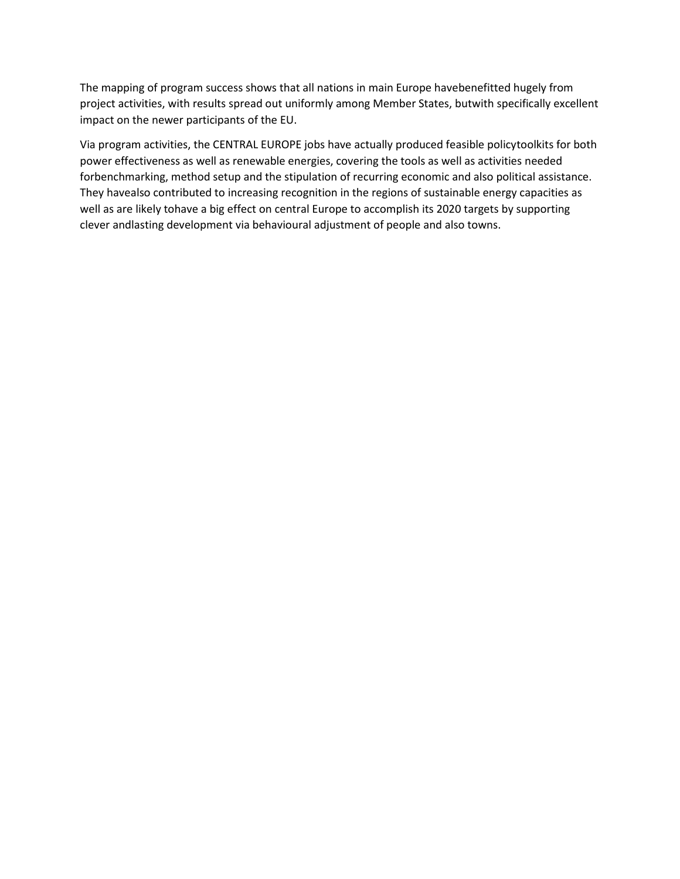The mapping of program success shows that all nations in main Europe havebenefitted hugely from project activities, with results spread out uniformly among Member States, butwith specifically excellent impact on the newer participants of the EU.

Via program activities, the CENTRAL EUROPE jobs have actually produced feasible policytoolkits for both power effectiveness as well as renewable energies, covering the tools as well as activities needed forbenchmarking, method setup and the stipulation of recurring economic and also political assistance. They havealso contributed to increasing recognition in the regions of sustainable energy capacities as well as are likely tohave a big effect on central Europe to accomplish its 2020 targets by supporting clever andlasting development via behavioural adjustment of people and also towns.